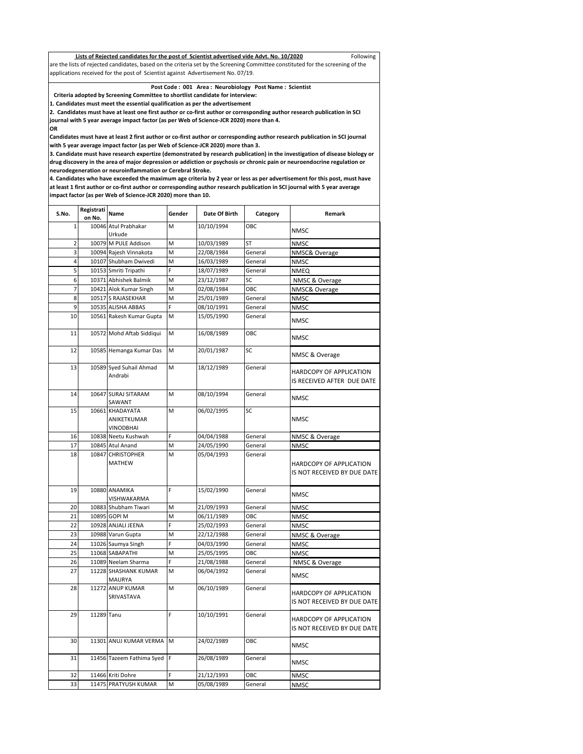**Lists of Rejected candidates for the post of Scientist advertised vide Advt. No. 10/2020** Following are the lists of rejected candidates, based on the criteria set by the Screening Committee constituted for the screening of the applications received for the post of Scientist against Advertisement No. 07/19.

**Post Code : 001 Area : Neurobiology Post Name : Scientist**

**Criteria adopted by Screening Committee to shortlist candidate for interview:**

**1. Candidates must meet the essential qualification as per the advertisement**

**2. Candidates must have at least one first author or co-first author or corresponding author research publication in SCI journal with 5 year average impact factor (as per Web of Science-JCR 2020) more than 4.**

**OR**

**Candidates must have at least 2 first author or co-first author or corresponding author research publication in SCI journal with 5 year average impact factor (as per Web of Science-JCR 2020) more than 3.**

**3. Candidate must have research expertize (demonstrated by research publication) in the investigation of disease biology or drug discovery in the area of major depression or addiction or psychosis or chronic pain or neuroendocrine regulation or neurodegeneration or neuroinflammation or Cerebral Stroke.**

**4. Candidates who have exceeded the maximum age criteria by 2 year or less as per advertisement for this post, must have at least 1 first author or co-first author or corresponding author research publication in SCI journal with 5 year average impact factor (as per Web of Science-JCR 2020) more than 10.**

| S.No. | Registration No. | Name | Gender | Date Of Birth | Category | Remark |
|---|---|---|---|---|---|---|
| 1 | 10046 | Atul Prabhakar Urkude | M | 10/10/1994 | OBC | NMSC |
| 2 | 10079 | M PULE Addison | M | 10/03/1989 | ST | NMSC |
| 3 | 10094 | Rajesh Vinnakota | M | 22/08/1984 | General | NMSC& Overage |
| 4 | 10107 | Shubham Dwivedi | M | 16/03/1989 | General | NMSC |
| 5 | 10153 | Smriti Tripathi | F | 18/07/1989 | General | NMEQ |
| 6 | 10371 | Abhishek Balmik | M | 23/12/1987 | SC | NMSC & Overage |
| 7 | 10421 | Alok Kumar Singh | M | 02/08/1984 | OBC | NMSC& Overage |
| 8 | 10517 | S RAJASEKHAR | M | 25/01/1989 | General | NMSC |
| 9 | 10535 | ALISHA ABBAS | F | 08/10/1991 | General | NMSC |
| 10 | 10561 | Rakesh Kumar Gupta | M | 15/05/1990 | General | NMSC |
| 11 | 10572 | Mohd Aftab Siddiqui | M | 16/08/1989 | OBC | NMSC |
| 12 | 10585 | Hemanga Kumar Das | M | 20/01/1987 | SC | NMSC & Overage |
| 13 | 10589 | Syed Suhail Ahmad Andrabi | M | 18/12/1989 | General | HARDCOPY OF APPLICATION IS RECEIVED AFTER DUE DATE |
| 14 | 10647 | SURAJ SITARAM SAWANT | M | 08/10/1994 | General | NMSC |
| 15 | 10661 | KHADAYATA ANIKETKUMAR VINODBHAI | M | 06/02/1995 | SC | NMSC |
| 16 | 10838 | Neetu Kushwah | F | 04/04/1988 | General | NMSC & Overage |
| 17 | 10845 | Atul Anand | M | 24/05/1990 | General | NMSC |
| 18 | 10847 | CHRISTOPHER MATHEW | M | 05/04/1993 | General | HARDCOPY OF APPLICATION IS NOT RECEIVED BY DUE DATE |
| 19 | 10880 | ANAMIKA VISHWAKARMA | F | 15/02/1990 | General | NMSC |
| 20 | 10883 | Shubham Tiwari | M | 21/09/1993 | General | NMSC |
| 21 | 10895 | GOPI M | M | 06/11/1989 | OBC | NMSC |
| 22 | 10928 | ANJALI JEENA | F | 25/02/1993 | General | NMSC |
| 23 | 10988 | Varun Gupta | M | 22/12/1988 | General | NMSC & Overage |
| 24 | 11026 | Saumya Singh | F | 04/03/1990 | General | NMSC |
| 25 | 11068 | SABAPATHI | M | 25/05/1995 | OBC | NMSC |
| 26 | 11089 | Neelam Sharma | F | 21/08/1988 | General | NMSC & Overage |
| 27 | 11228 | SHASHANK KUMAR MAURYA | M | 06/04/1992 | General | NMSC |
| 28 | 11272 | ANUP KUMAR SRIVASTAVA | M | 06/10/1989 | General | HARDCOPY OF APPLICATION IS NOT RECEIVED BY DUE DATE |
| 29 | 11289 | Tanu | F | 10/10/1991 | General | HARDCOPY OF APPLICATION IS NOT RECEIVED BY DUE DATE |
| 30 | 11301 | ANUJ KUMAR VERMA | M | 24/02/1989 | OBC | NMSC |
| 31 | 11456 | Tazeem Fathima Syed | F | 26/08/1989 | General | NMSC |
| 32 | 11466 | Kriti Dohre | F | 21/12/1993 | OBC | NMSC |
| 33 | 11475 | PRATYUSH KUMAR | M | 05/08/1989 | General | NMSC |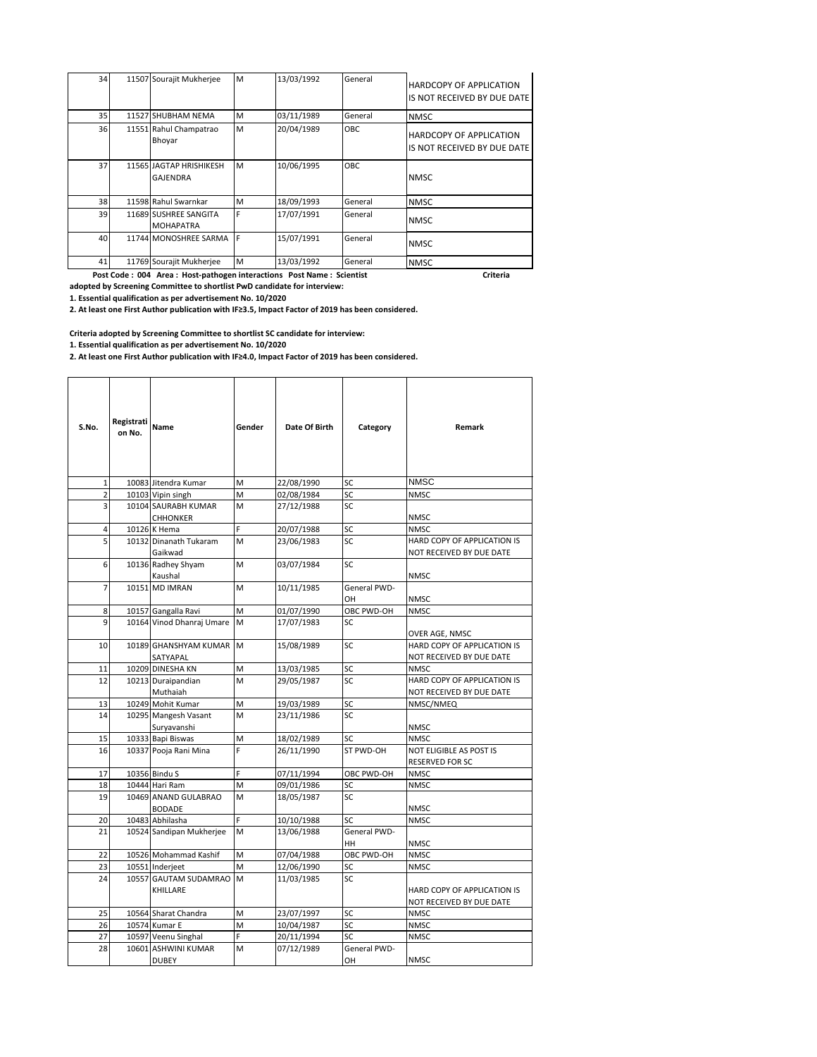| 34 | 11507 | Sourajit Mukherjee | M | 13/03/1992 | General | HARDCOPY OF APPLICATION IS NOT RECEIVED BY DUE DATE |
|---|---|---|---|---|---|---|
| 35 | 11527 | SHUBHAM NEMA | M | 03/11/1989 | General | NMSC |
| 36 | 11551 | Rahul Champatrao Bhoyar | M | 20/04/1989 | OBC | HARDCOPY OF APPLICATION IS NOT RECEIVED BY DUE DATE |
| 37 | 11565 | JAGTAP HRISHIKESH GAJENDRA | M | 10/06/1995 | OBC | NMSC |
| 38 | 11598 | Rahul Swarnkar | M | 18/09/1993 | General | NMSC |
| 39 | 11689 | SUSHREE SANGITA MOHAPATRA | F | 17/07/1991 | General | NMSC |
| 40 | 11744 | MONOSHREE SARMA | F | 15/07/1991 | General | NMSC |
| 41 | 11769 | Sourajit Mukherjee | M | 13/03/1992 | General | NMSC |

**Post Code : 004 Area : Host-pathogen interactions Post Name : Scientist** **Criteria adopted by Screening Committee to shortlist PwD candidate for interview:**

**1. Essential qualification as per advertisement No. 10/2020**

**2. At least one First Author publication with IF≥3.5, Impact Factor of 2019 has been considered.**

**Criteria adopted by Screening Committee to shortlist SC candidate for interview:**

**1. Essential qualification as per advertisement No. 10/2020**

**2. At least one First Author publication with IF≥4.0, Impact Factor of 2019 has been considered.**

| S.No. | Registration No. | Name | Gender | Date Of Birth | Category | Remark |
|---|---|---|---|---|---|---|
| 1 | 10083 | Jitendra Kumar | M | 22/08/1990 | SC | NMSC |
| 2 | 10103 | Vipin singh | M | 02/08/1984 | SC | NMSC |
| 3 | 10104 | SAURABH KUMAR CHHONKER | M | 27/12/1988 | SC | NMSC |
| 4 | 10126 | K Hema | F | 20/07/1988 | SC | NMSC |
| 5 | 10132 | Dinanath Tukaram Gaikwad | M | 23/06/1983 | SC | HARD COPY OF APPLICATION IS NOT RECEIVED BY DUE DATE |
| 6 | 10136 | Radhey Shyam Kaushal | M | 03/07/1984 | SC | NMSC |
| 7 | 10151 | MD IMRAN | M | 10/11/1985 | General PWD-OH | NMSC |
| 8 | 10157 | Gangalla Ravi | M | 01/07/1990 | OBC PWD-OH | NMSC |
| 9 | 10164 | Vinod Dhanraj Umare | M | 17/07/1983 | SC | OVER AGE, NMSC |
| 10 | 10189 | GHANSHYAM KUMAR SATYAPAL | M | 15/08/1989 | SC | HARD COPY OF APPLICATION IS NOT RECEIVED BY DUE DATE |
| 11 | 10209 | DINESHA KN | M | 13/03/1985 | SC | NMSC |
| 12 | 10213 | Duraipandian Muthaiah | M | 29/05/1987 | SC | HARD COPY OF APPLICATION IS NOT RECEIVED BY DUE DATE |
| 13 | 10249 | Mohit Kumar | M | 19/03/1989 | SC | NMSC/NMEQ |
| 14 | 10295 | Mangesh Vasant Suryavanshi | M | 23/11/1986 | SC | NMSC |
| 15 | 10333 | Bapi Biswas | M | 18/02/1989 | SC | NMSC |
| 16 | 10337 | Pooja Rani Mina | F | 26/11/1990 | ST PWD-OH | NOT ELIGIBLE AS POST IS RESERVED FOR SC |
| 17 | 10356 | Bindu S | F | 07/11/1994 | OBC PWD-OH | NMSC |
| 18 | 10444 | Hari Ram | M | 09/01/1986 | SC | NMSC |
| 19 | 10469 | ANAND GULABRAO BODADE | M | 18/05/1987 | SC | NMSC |
| 20 | 10483 | Abhilasha | F | 10/10/1988 | SC | NMSC |
| 21 | 10524 | Sandipan Mukherjee | M | 13/06/1988 | General PWD-HH | NMSC |
| 22 | 10526 | Mohammad Kashif | M | 07/04/1988 | OBC PWD-OH | NMSC |
| 23 | 10551 | Inderjeet | M | 12/06/1990 | SC | NMSC |
| 24 | 10557 | GAUTAM SUDAMRAO KHILLARE | M | 11/03/1985 | SC | HARD COPY OF APPLICATION IS NOT RECEIVED BY DUE DATE |
| 25 | 10564 | Sharat Chandra | M | 23/07/1997 | SC | NMSC |
| 26 | 10574 | Kumar E | M | 10/04/1987 | SC | NMSC |
| 27 | 10597 | Veenu Singhal | F | 20/11/1994 | SC | NMSC |
| 28 | 10601 | ASHWINI KUMAR DUBEY | M | 07/12/1989 | General PWD-OH | NMSC |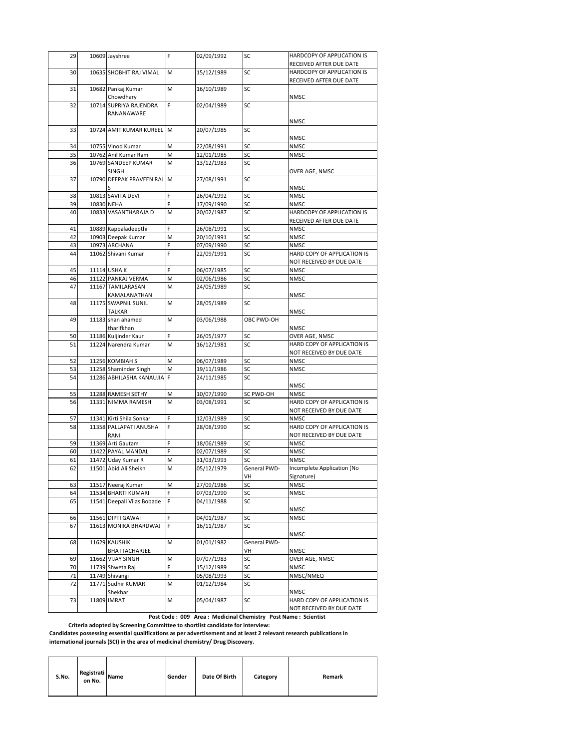| | | | | | | |
|---|---|---|---|---|---|---|
| 29 | 10609 | Jayshree | F | 02/09/1992 | SC | HARDCOPY OF APPLICATION IS RECEIVED AFTER DUE DATE |
| 30 | 10635 | SHOBHIT RAJ VIMAL | M | 15/12/1989 | SC | HARDCOPY OF APPLICATION IS RECEIVED AFTER DUE DATE |
| 31 | 10682 | Pankaj Kumar Chowdhary | M | 16/10/1989 | SC | NMSC |
| 32 | 10714 | SUPRIYA RAJENDRA RANANAWARE | F | 02/04/1989 | SC | NMSC |
| 33 | 10724 | AMIT KUMAR KUREEL | M | 20/07/1985 | SC | NMSC |
| 34 | 10755 | Vinod Kumar | M | 22/08/1991 | SC | NMSC |
| 35 | 10762 | Anil Kumar Ram | M | 12/01/1985 | SC | NMSC |
| 36 | 10769 | SANDEEP KUMAR SINGH | M | 13/12/1983 | SC | OVER AGE, NMSC |
| 37 | 10790 | DEEPAK PRAVEEN RAJ S | M | 27/08/1991 | SC | NMSC |
| 38 | 10813 | SAVITA DEVI | F | 26/04/1992 | SC | NMSC |
| 39 | 10830 | NEHA | F | 17/09/1990 | SC | NMSC |
| 40 | 10833 | VASANTHARAJA D | M | 20/02/1987 | SC | HARDCOPY OF APPLICATION IS RECEIVED AFTER DUE DATE |
| 41 | 10889 | Kappaladeepthi | F | 26/08/1991 | SC | NMSC |
| 42 | 10903 | Deepak Kumar | M | 20/10/1991 | SC | NMSC |
| 43 | 10973 | ARCHANA | F | 07/09/1990 | SC | NMSC |
| 44 | 11062 | Shivani Kumar | F | 22/09/1991 | SC | HARD COPY OF APPLICATION IS NOT RECEIVED BY DUE DATE |
| 45 | 11114 | USHA K | F | 06/07/1985 | SC | NMSC |
| 46 | 11122 | PANKAJ VERMA | M | 02/06/1986 | SC | NMSC |
| 47 | 11167 | TAMILARASAN KAMALANATHAN | M | 24/05/1989 | SC | NMSC |
| 48 | 11175 | SWAPNIL SUNIL TALKAR | M | 28/05/1989 | SC | NMSC |
| 49 | 11183 | shan ahamed tharifkhan | M | 03/06/1988 | OBC PWD-OH | NMSC |
| 50 | 11186 | Kuljinder Kaur | F | 26/05/1977 | SC | OVER AGE, NMSC |
| 51 | 11224 | Narendra Kumar | M | 16/12/1981 | SC | HARD COPY OF APPLICATION IS NOT RECEIVED BY DUE DATE |
| 52 | 11256 | KOMBIAH S | M | 06/07/1989 | SC | NMSC |
| 53 | 11258 | Shaminder Singh | M | 19/11/1986 | SC | NMSC |
| 54 | 11286 | ABHILASHA KANAUJIA | F | 24/11/1985 | SC | NMSC |
| 55 | 11288 | RAMESH SETHY | M | 10/07/1990 | SC PWD-OH | NMSC |
| 56 | 11331 | NIMMA RAMESH | M | 03/08/1991 | SC | HARD COPY OF APPLICATION IS NOT RECEIVED BY DUE DATE |
| 57 | 11341 | Kirti Shila Sonkar | F | 12/03/1989 | SC | NMSC |
| 58 | 11358 | PALLAPATI ANUSHA RANI | F | 28/08/1990 | SC | HARD COPY OF APPLICATION IS NOT RECEIVED BY DUE DATE |
| 59 | 11369 | Arti Gautam | F | 18/06/1989 | SC | NMSC |
| 60 | 11422 | PAYAL MANDAL | F | 02/07/1989 | SC | NMSC |
| 61 | 11472 | Uday Kumar R | M | 31/03/1993 | SC | NMSC |
| 62 | 11501 | Abid Ali Sheikh | M | 05/12/1979 | General PWD-VH | Incomplete Application (No Signature) |
| 63 | 11517 | Neeraj Kumar | M | 27/09/1986 | SC | NMSC |
| 64 | 11534 | BHARTI KUMARI | F | 07/03/1990 | SC | NMSC |
| 65 | 11541 | Deepali Vilas Bobade | F | 04/11/1988 | SC | NMSC |
| 66 | 11561 | DIPTI GAWAI | F | 04/01/1987 | SC | NMSC |
| 67 | 11613 | MONIKA BHARDWAJ | F | 16/11/1987 | SC | NMSC |
| 68 | 11629 | KAUSHIK BHATTACHARJEE | M | 01/01/1982 | General PWD-VH | NMSC |
| 69 | 11662 | VIJAY SINGH | M | 07/07/1983 | SC | OVER AGE, NMSC |
| 70 | 11739 | Shweta Raj | F | 15/12/1989 | SC | NMSC |
| 71 | 11749 | Shivangi | F | 05/08/1993 | SC | NMSC/NMEQ |
| 72 | 11771 | Sudhir KUMAR Shekhar | M | 01/12/1984 | SC | NMSC |
| 73 | 11809 | IMRAT | M | 05/04/1987 | SC | HARD COPY OF APPLICATION IS NOT RECEIVED BY DUE DATE |

**Post Code : 009 Area : Medicinal Chemistry Post Name : Scientist**

**Criteria adopted by Screening Committee to shortlist candidate for interview:**

**Candidates possessing essential qualifications as per advertisement and at least 2 relevant research publications in international journals (SCI) in the area of medicinal chemistry/ Drug Discovery.**

| S.No. | Registration No. | Name | Gender | Date Of Birth | Category | Remark |
|---|---|---|---|---|---|---|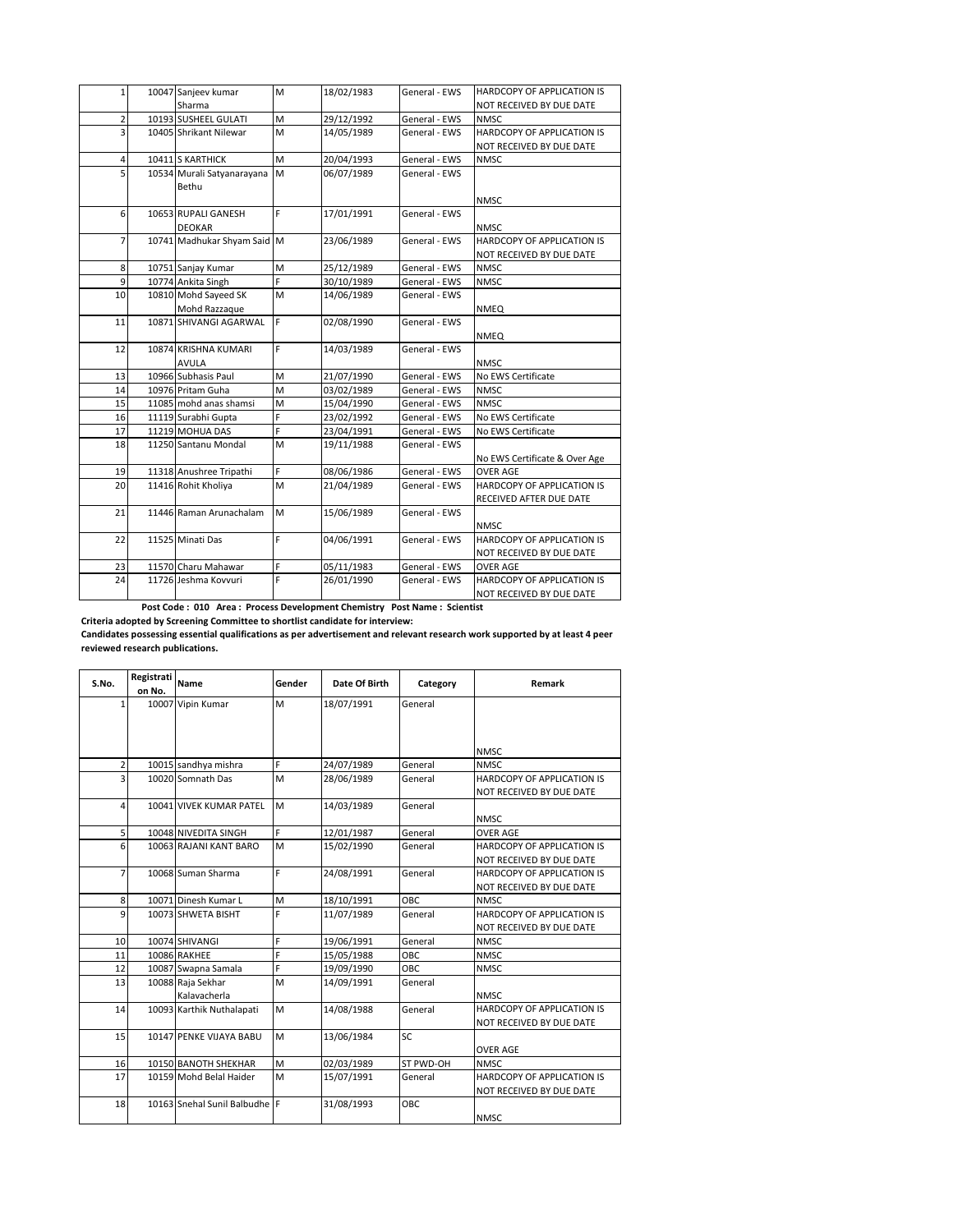| | | | | | | |
|---|---|---|---|---|---|---|
| 1 | 10047 | Sanjeev kumar Sharma | M | 18/02/1983 | General - EWS | HARDCOPY OF APPLICATION IS NOT RECEIVED BY DUE DATE |
| 2 | 10193 | SUSHEEL GULATI | M | 29/12/1992 | General - EWS | NMSC |
| 3 | 10405 | Shrikant Nilewar | M | 14/05/1989 | General - EWS | HARDCOPY OF APPLICATION IS NOT RECEIVED BY DUE DATE |
| 4 | 10411 | S KARTHICK | M | 20/04/1993 | General - EWS | NMSC |
| 5 | 10534 | Murali Satyanarayana Bethu | M | 06/07/1989 | General - EWS | NMSC |
| 6 | 10653 | RUPALI GANESH DEOKAR | F | 17/01/1991 | General - EWS | NMSC |
| 7 | 10741 | Madhukar Shyam Said | M | 23/06/1989 | General - EWS | HARDCOPY OF APPLICATION IS NOT RECEIVED BY DUE DATE |
| 8 | 10751 | Sanjay Kumar | M | 25/12/1989 | General - EWS | NMSC |
| 9 | 10774 | Ankita Singh | F | 30/10/1989 | General - EWS | NMSC |
| 10 | 10810 | Mohd Sayeed SK Mohd Razzaque | M | 14/06/1989 | General - EWS | NMEQ |
| 11 | 10871 | SHIVANGI AGARWAL | F | 02/08/1990 | General - EWS | NMEQ |
| 12 | 10874 | KRISHNA KUMARI AVULA | F | 14/03/1989 | General - EWS | NMSC |
| 13 | 10966 | Subhasis Paul | M | 21/07/1990 | General - EWS | No EWS Certificate |
| 14 | 10976 | Pritam Guha | M | 03/02/1989 | General - EWS | NMSC |
| 15 | 11085 | mohd anas shamsi | M | 15/04/1990 | General - EWS | NMSC |
| 16 | 11119 | Surabhi Gupta | F | 23/02/1992 | General - EWS | No EWS Certificate |
| 17 | 11219 | MOHUA DAS | F | 23/04/1991 | General - EWS | No EWS Certificate |
| 18 | 11250 | Santanu Mondal | M | 19/11/1988 | General - EWS | No EWS Certificate & Over Age |
| 19 | 11318 | Anushree Tripathi | F | 08/06/1986 | General - EWS | OVER AGE |
| 20 | 11416 | Rohit Kholiya | M | 21/04/1989 | General - EWS | HARDCOPY OF APPLICATION IS RECEIVED AFTER DUE DATE |
| 21 | 11446 | Raman Arunachalam | M | 15/06/1989 | General - EWS | NMSC |
| 22 | 11525 | Minati Das | F | 04/06/1991 | General - EWS | HARDCOPY OF APPLICATION IS NOT RECEIVED BY DUE DATE |
| 23 | 11570 | Charu Mahawar | F | 05/11/1983 | General - EWS | OVER AGE |
| 24 | 11726 | Jeshma Kovvuri | F | 26/01/1990 | General - EWS | HARDCOPY OF APPLICATION IS NOT RECEIVED BY DUE DATE |

**Post Code : 010 Area : Process Development Chemistry Post Name : Scientist**

**Criteria adopted by Screening Committee to shortlist candidate for interview:**

**Candidates possessing essential qualifications as per advertisement and relevant research work supported by at least 4 peer reviewed research publications.**

| S.No. | Registration No. | Name | Gender | Date Of Birth | Category | Remark |
|---|---|---|---|---|---|---|
| 1 | 10007 | Vipin Kumar | M | 18/07/1991 | General | NMSC |
| 2 | 10015 | sandhya mishra | F | 24/07/1989 | General | NMSC |
| 3 | 10020 | Somnath Das | M | 28/06/1989 | General | HARDCOPY OF APPLICATION IS NOT RECEIVED BY DUE DATE |
| 4 | 10041 | VIVEK KUMAR PATEL | M | 14/03/1989 | General | NMSC |
| 5 | 10048 | NIVEDITA SINGH | F | 12/01/1987 | General | OVER AGE |
| 6 | 10063 | RAJANI KANT BARO | M | 15/02/1990 | General | HARDCOPY OF APPLICATION IS NOT RECEIVED BY DUE DATE |
| 7 | 10068 | Suman Sharma | F | 24/08/1991 | General | HARDCOPY OF APPLICATION IS NOT RECEIVED BY DUE DATE |
| 8 | 10071 | Dinesh Kumar L | M | 18/10/1991 | OBC | NMSC |
| 9 | 10073 | SHWETA BISHT | F | 11/07/1989 | General | HARDCOPY OF APPLICATION IS NOT RECEIVED BY DUE DATE |
| 10 | 10074 | SHIVANGI | F | 19/06/1991 | General | NMSC |
| 11 | 10086 | RAKHEE | F | 15/05/1988 | OBC | NMSC |
| 12 | 10087 | Swapna Samala | F | 19/09/1990 | OBC | NMSC |
| 13 | 10088 | Raja Sekhar Kalavacherla | M | 14/09/1991 | General | NMSC |
| 14 | 10093 | Karthik Nuthalapati | M | 14/08/1988 | General | HARDCOPY OF APPLICATION IS NOT RECEIVED BY DUE DATE |
| 15 | 10147 | PENKE VIJAYA BABU | M | 13/06/1984 | SC | OVER AGE |
| 16 | 10150 | BANOTH SHEKHAR | M | 02/03/1989 | ST PWD-OH | NMSC |
| 17 | 10159 | Mohd Belal Haider | M | 15/07/1991 | General | HARDCOPY OF APPLICATION IS NOT RECEIVED BY DUE DATE |
| 18 | 10163 | Snehal Sunil Balbudhe | F | 31/08/1993 | OBC | NMSC |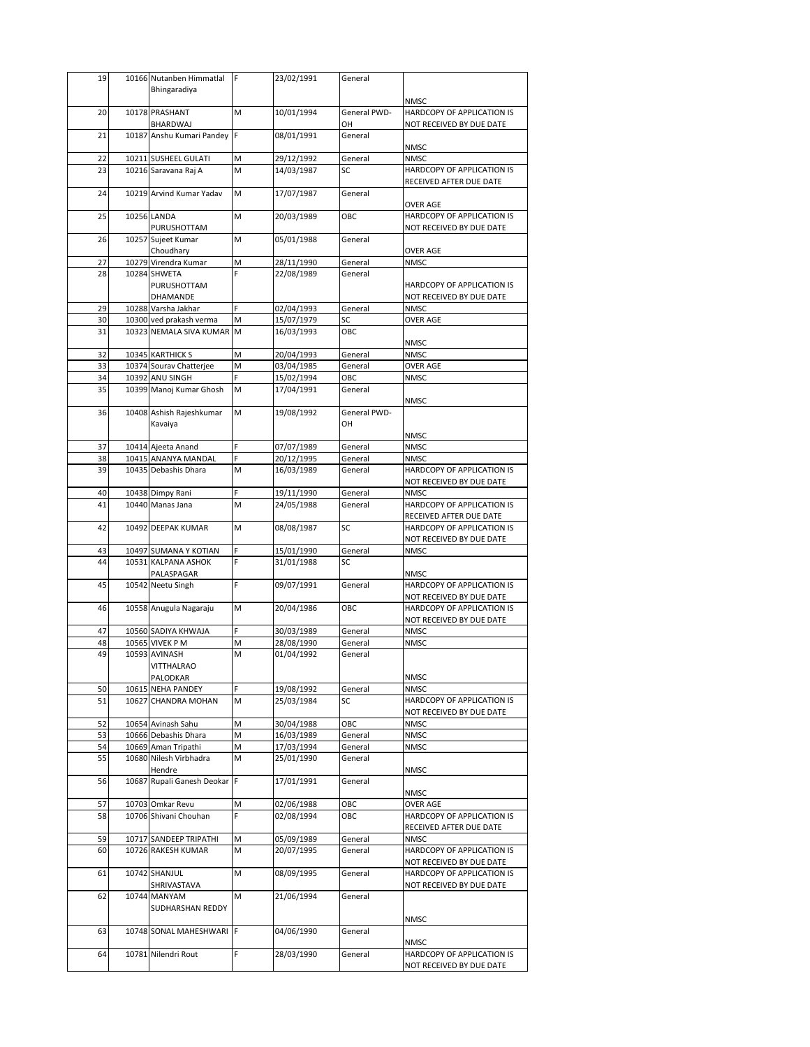| | | | | | | |
|---|---|---|---|---|---|---|
| 19 | 10166 | Nutanben Himmatlal Bhingaradiya | F | 23/02/1991 | General | NMSC |
| 20 | 10178 | PRASHANT BHARDWAJ | M | 10/01/1994 | General PWD-OH | HARDCOPY OF APPLICATION IS NOT RECEIVED BY DUE DATE |
| 21 | 10187 | Anshu Kumari Pandey | F | 08/01/1991 | General | NMSC |
| 22 | 10211 | SUSHEEL GULATI | M | 29/12/1992 | General | NMSC |
| 23 | 10216 | Saravana Raj A | M | 14/03/1987 | SC | HARDCOPY OF APPLICATION IS RECEIVED AFTER DUE DATE |
| 24 | 10219 | Arvind Kumar Yadav | M | 17/07/1987 | General | OVER AGE |
| 25 | 10256 | LANDA PURUSHOTTAM | M | 20/03/1989 | OBC | HARDCOPY OF APPLICATION IS NOT RECEIVED BY DUE DATE |
| 26 | 10257 | Sujeet Kumar Choudhary | M | 05/01/1988 | General | OVER AGE |
| 27 | 10279 | Virendra Kumar | M | 28/11/1990 | General | NMSC |
| 28 | 10284 | SHWETA PURUSHOTTAM DHAMANDE | F | 22/08/1989 | General | HARDCOPY OF APPLICATION IS NOT RECEIVED BY DUE DATE |
| 29 | 10288 | Varsha Jakhar | F | 02/04/1993 | General | NMSC |
| 30 | 10300 | ved prakash verma | M | 15/07/1979 | SC | OVER AGE |
| 31 | 10323 | NEMALA SIVA KUMAR | M | 16/03/1993 | OBC | NMSC |
| 32 | 10345 | KARTHICK S | M | 20/04/1993 | General | NMSC |
| 33 | 10374 | Sourav Chatterjee | M | 03/04/1985 | General | OVER AGE |
| 34 | 10392 | ANU SINGH | F | 15/02/1994 | OBC | NMSC |
| 35 | 10399 | Manoj Kumar Ghosh | M | 17/04/1991 | General | NMSC |
| 36 | 10408 | Ashish Rajeshkumar Kavaiya | M | 19/08/1992 | General PWD-OH | NMSC |
| 37 | 10414 | Ajeeta Anand | F | 07/07/1989 | General | NMSC |
| 38 | 10415 | ANANYA MANDAL | F | 20/12/1995 | General | NMSC |
| 39 | 10435 | Debashis Dhara | M | 16/03/1989 | General | HARDCOPY OF APPLICATION IS NOT RECEIVED BY DUE DATE |
| 40 | 10438 | Dimpy Rani | F | 19/11/1990 | General | NMSC |
| 41 | 10440 | Manas Jana | M | 24/05/1988 | General | HARDCOPY OF APPLICATION IS RECEIVED AFTER DUE DATE |
| 42 | 10492 | DEEPAK KUMAR | M | 08/08/1987 | SC | HARDCOPY OF APPLICATION IS NOT RECEIVED BY DUE DATE |
| 43 | 10497 | SUMANA Y KOTIAN | F | 15/01/1990 | General | NMSC |
| 44 | 10531 | KALPANA ASHOK PALASPAGAR | F | 31/01/1988 | SC | NMSC |
| 45 | 10542 | Neetu Singh | F | 09/07/1991 | General | HARDCOPY OF APPLICATION IS NOT RECEIVED BY DUE DATE |
| 46 | 10558 | Anugula Nagaraju | M | 20/04/1986 | OBC | HARDCOPY OF APPLICATION IS NOT RECEIVED BY DUE DATE |
| 47 | 10560 | SADIYA KHWAJA | F | 30/03/1989 | General | NMSC |
| 48 | 10565 | VIVEK P M | M | 28/08/1990 | General | NMSC |
| 49 | 10593 | AVINASH VITTHALRAO PALODKAR | M | 01/04/1992 | General | NMSC |
| 50 | 10615 | NEHA PANDEY | F | 19/08/1992 | General | NMSC |
| 51 | 10627 | CHANDRA MOHAN | M | 25/03/1984 | SC | HARDCOPY OF APPLICATION IS NOT RECEIVED BY DUE DATE |
| 52 | 10654 | Avinash Sahu | M | 30/04/1988 | OBC | NMSC |
| 53 | 10666 | Debashis Dhara | M | 16/03/1989 | General | NMSC |
| 54 | 10669 | Aman Tripathi | M | 17/03/1994 | General | NMSC |
| 55 | 10680 | Nilesh Virbhadra Hendre | M | 25/01/1990 | General | NMSC |
| 56 | 10687 | Rupali Ganesh Deokar | F | 17/01/1991 | General | NMSC |
| 57 | 10703 | Omkar Revu | M | 02/06/1988 | OBC | OVER AGE |
| 58 | 10706 | Shivani Chouhan | F | 02/08/1994 | OBC | HARDCOPY OF APPLICATION IS RECEIVED AFTER DUE DATE |
| 59 | 10717 | SANDEEP TRIPATHI | M | 05/09/1989 | General | NMSC |
| 60 | 10726 | RAKESH KUMAR | M | 20/07/1995 | General | HARDCOPY OF APPLICATION IS NOT RECEIVED BY DUE DATE |
| 61 | 10742 | SHANJUL SHRIVASTAVA | M | 08/09/1995 | General | HARDCOPY OF APPLICATION IS NOT RECEIVED BY DUE DATE |
| 62 | 10744 | MANYAM SUDHARSHAN REDDY | M | 21/06/1994 | General | NMSC |
| 63 | 10748 | SONAL MAHESHWARI | F | 04/06/1990 | General | NMSC |
| 64 | 10781 | Nilendri Rout | F | 28/03/1990 | General | HARDCOPY OF APPLICATION IS NOT RECEIVED BY DUE DATE |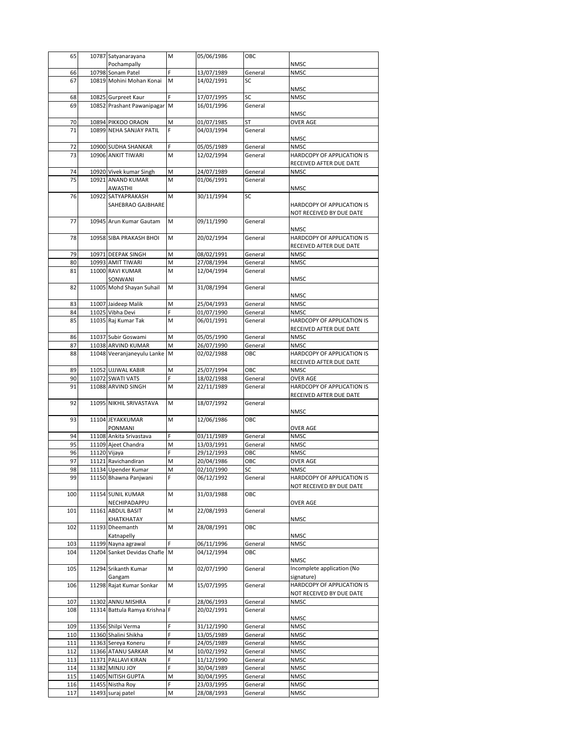| 65 | 10787 | Satyanarayana Pochampally | M | 05/06/1986 | OBC | NMSC |
|---|---|---|---|---|---|---|
| 66 | 10798 | Sonam Patel | F | 13/07/1989 | General | NMSC |
| 67 | 10819 | Mohini Mohan Konai | M | 14/02/1991 | SC | NMSC |
| 68 | 10825 | Gurpreet Kaur | F | 17/07/1995 | SC | NMSC |
| 69 | 10852 | Prashant Pawanipagar | M | 16/01/1996 | General | NMSC |
| 70 | 10894 | PIKKOO ORAON | M | 01/07/1985 | ST | OVER AGE |
| 71 | 10899 | NEHA SANJAY PATIL | F | 04/03/1994 | General | NMSC |
| 72 | 10900 | SUDHA SHANKAR | F | 05/05/1989 | General | NMSC |
| 73 | 10906 | ANKIT TIWARI | M | 12/02/1994 | General | HARDCOPY OF APPLICATION IS RECEIVED AFTER DUE DATE |
| 74 | 10920 | Vivek kumar Singh | M | 24/07/1989 | General | NMSC |
| 75 | 10921 | ANAND KUMAR AWASTHI | M | 01/06/1991 | General | NMSC |
| 76 | 10922 | SATYAPRAKASH SAHEBRAO GAJBHARE | M | 30/11/1994 | SC | HARDCOPY OF APPLICATION IS NOT RECEIVED BY DUE DATE |
| 77 | 10945 | Arun Kumar Gautam | M | 09/11/1990 | General | NMSC |
| 78 | 10958 | SIBA PRAKASH BHOI | M | 20/02/1994 | General | HARDCOPY OF APPLICATION IS RECEIVED AFTER DUE DATE |
| 79 | 10971 | DEEPAK SINGH | M | 08/02/1991 | General | NMSC |
| 80 | 10993 | AMIT TIWARI | M | 27/08/1994 | General | NMSC |
| 81 | 11000 | RAVI KUMAR SONWANI | M | 12/04/1994 | General | NMSC |
| 82 | 11005 | Mohd Shayan Suhail | M | 31/08/1994 | General | NMSC |
| 83 | 11007 | Jaideep Malik | M | 25/04/1993 | General | NMSC |
| 84 | 11025 | Vibha Devi | F | 01/07/1990 | General | NMSC |
| 85 | 11035 | Raj Kumar Tak | M | 06/01/1991 | General | HARDCOPY OF APPLICATION IS RECEIVED AFTER DUE DATE |
| 86 | 11037 | Subir Goswami | M | 05/05/1990 | General | NMSC |
| 87 | 11038 | ARVIND KUMAR | M | 26/07/1990 | General | NMSC |
| 88 | 11048 | Veeranjaneyulu Lanke | M | 02/02/1988 | OBC | HARDCOPY OF APPLICATION IS RECEIVED AFTER DUE DATE |
| 89 | 11052 | UJJWAL KABIR | M | 25/07/1994 | OBC | NMSC |
| 90 | 11072 | SWATI VATS | F | 18/02/1988 | General | OVER AGE |
| 91 | 11088 | ARVIND SINGH | M | 22/11/1989 | General | HARDCOPY OF APPLICATION IS RECEIVED AFTER DUE DATE |
| 92 | 11095 | NIKHIL SRIVASTAVA | M | 18/07/1992 | General | NMSC |
| 93 | 11104 | JEYAKKUMAR PONMANI | M | 12/06/1986 | OBC | OVER AGE |
| 94 | 11108 | Ankita Srivastava | F | 03/11/1989 | General | NMSC |
| 95 | 11109 | Ajeet Chandra | M | 13/03/1991 | General | NMSC |
| 96 | 11120 | Vijaya | F | 29/12/1993 | OBC | NMSC |
| 97 | 11121 | Ravichandiran | M | 20/04/1986 | OBC | OVER AGE |
| 98 | 11134 | Upender Kumar | M | 02/10/1990 | SC | NMSC |
| 99 | 11150 | Bhawna Panjwani | F | 06/12/1992 | General | HARDCOPY OF APPLICATION IS NOT RECEIVED BY DUE DATE |
| 100 | 11154 | SUNIL KUMAR NECHIPADAPPU | M | 31/03/1988 | OBC | OVER AGE |
| 101 | 11161 | ABDUL BASIT KHATKHATAY | M | 22/08/1993 | General | NMSC |
| 102 | 11193 | Dheemanth Katnapelly | M | 28/08/1991 | OBC | NMSC |
| 103 | 11199 | Nayna agrawal | F | 06/11/1996 | General | NMSC |
| 104 | 11204 | Sanket Devidas Chafle | M | 04/12/1994 | OBC | NMSC |
| 105 | 11294 | Srikanth Kumar Gangam | M | 02/07/1990 | General | Incomplete application (No signature) |
| 106 | 11298 | Rajat Kumar Sonkar | M | 15/07/1995 | General | HARDCOPY OF APPLICATION IS NOT RECEIVED BY DUE DATE |
| 107 | 11302 | ANNU MISHRA | F | 28/06/1993 | General | NMSC |
| 108 | 11314 | Battula Ramya Krishna | F | 20/02/1991 | General | NMSC |
| 109 | 11356 | Shilpi Verma | F | 31/12/1990 | General | NMSC |
| 110 | 11360 | Shalini Shikha | F | 13/05/1989 | General | NMSC |
| 111 | 11363 | Sereya Koneru | F | 24/05/1989 | General | NMSC |
| 112 | 11366 | ATANU SARKAR | M | 10/02/1992 | General | NMSC |
| 113 | 11371 | PALLAVI KIRAN | F | 11/12/1990 | General | NMSC |
| 114 | 11382 | MINJU JOY | F | 30/04/1989 | General | NMSC |
| 115 | 11405 | NITISH GUPTA | M | 30/04/1995 | General | NMSC |
| 116 | 11455 | Nistha Roy | F | 23/03/1995 | General | NMSC |
| 117 | 11493 | suraj patel | M | 28/08/1993 | General | NMSC |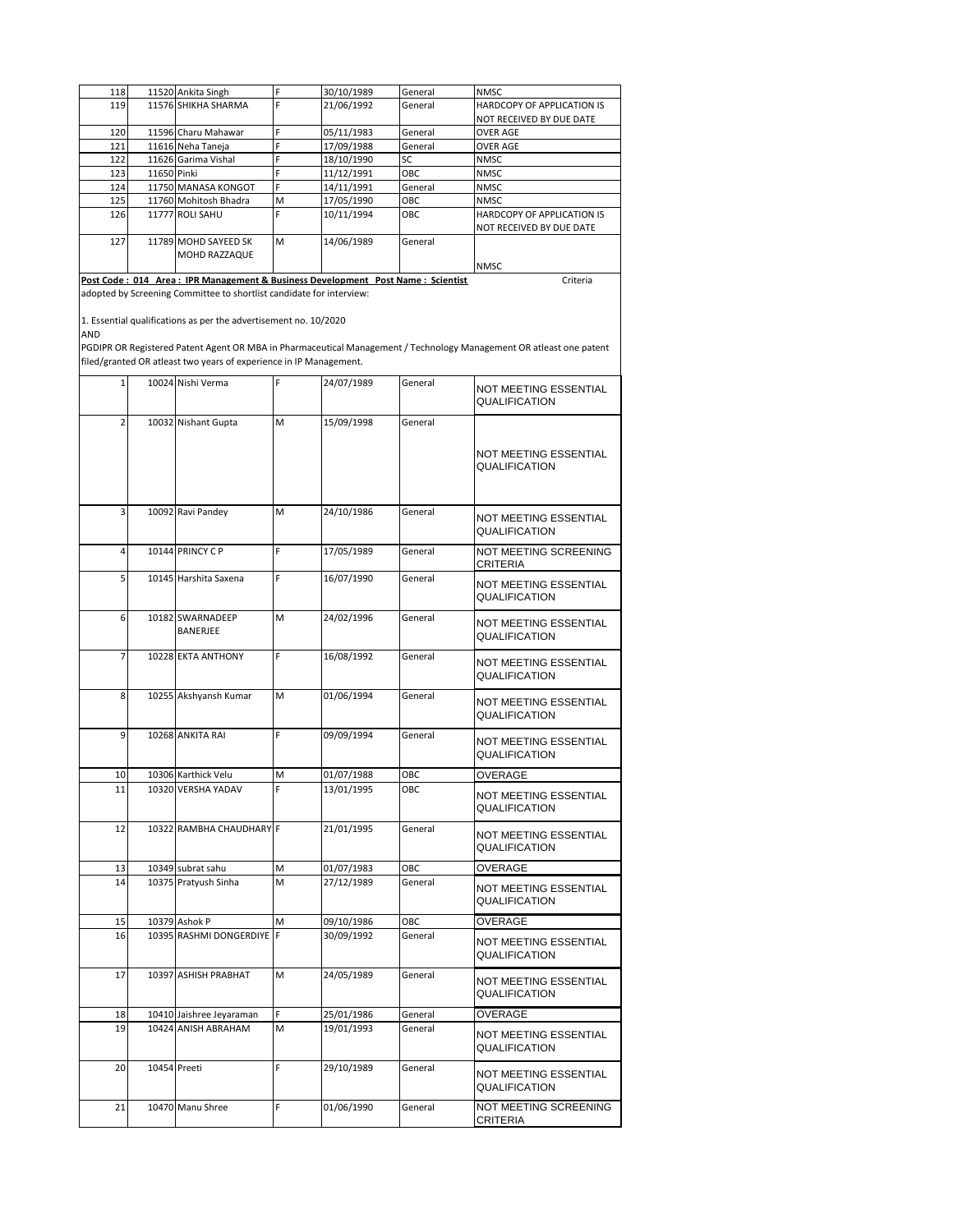| 118 | 11520 | Ankita Singh | F | 30/10/1989 | General | NMSC |
|---|---|---|---|---|---|---|
| 119 | 11576 | SHIKHA SHARMA | F | 21/06/1992 | General | HARDCOPY OF APPLICATION IS NOT RECEIVED BY DUE DATE |
| 120 | 11596 | Charu Mahawar | F | 05/11/1983 | General | OVER AGE |
| 121 | 11616 | Neha Taneja | F | 17/09/1988 | General | OVER AGE |
| 122 | 11626 | Garima Vishal | F | 18/10/1990 | SC | NMSC |
| 123 | 11650 | Pinki | F | 11/12/1991 | OBC | NMSC |
| 124 | 11750 | MANASA KONGOT | F | 14/11/1991 | General | NMSC |
| 125 | 11760 | Mohitosh Bhadra | M | 17/05/1990 | OBC | NMSC |
| 126 | 11777 | ROLI SAHU | F | 10/11/1994 | OBC | HARDCOPY OF APPLICATION IS NOT RECEIVED BY DUE DATE |
| 127 | 11789 | MOHD SAYEED SK MOHD RAZZAQUE | M | 14/06/1989 | General | NMSC |

**Post Code : 014 Area : IPR Management & Business Development Post Name : Scientist** Criteria adopted by Screening Committee to shortlist candidate for interview:

1. Essential qualifications as per the advertisement no. 10/2020

AND

PGDIPR OR Registered Patent Agent OR MBA in Pharmaceutical Management / Technology Management OR atleast one patent filed/granted OR atleast two years of experience in IP Management.

| 1 | 10024 | Nishi Verma | F | 24/07/1989 | General | NOT MEETING ESSENTIAL QUALIFICATION |
|---|---|---|---|---|---|---|
| 2 | 10032 | Nishant Gupta | M | 15/09/1998 | General | NOT MEETING ESSENTIAL QUALIFICATION |
| 3 | 10092 | Ravi Pandey | M | 24/10/1986 | General | NOT MEETING ESSENTIAL QUALIFICATION |
| 4 | 10144 | PRINCY C P | F | 17/05/1989 | General | NOT MEETING SCREENING CRITERIA |
| 5 | 10145 | Harshita Saxena | F | 16/07/1990 | General | NOT MEETING ESSENTIAL QUALIFICATION |
| 6 | 10182 | SWARNADEEP BANERJEE | M | 24/02/1996 | General | NOT MEETING ESSENTIAL QUALIFICATION |
| 7 | 10228 | EKTA ANTHONY | F | 16/08/1992 | General | NOT MEETING ESSENTIAL QUALIFICATION |
| 8 | 10255 | Akshyansh Kumar | M | 01/06/1994 | General | NOT MEETING ESSENTIAL QUALIFICATION |
| 9 | 10268 | ANKITA RAI | F | 09/09/1994 | General | NOT MEETING ESSENTIAL QUALIFICATION |
| 10 | 10306 | Karthick Velu | M | 01/07/1988 | OBC | OVERAGE |
| 11 | 10320 | VERSHA YADAV | F | 13/01/1995 | OBC | NOT MEETING ESSENTIAL QUALIFICATION |
| 12 | 10322 | RAMBHA CHAUDHARY | F | 21/01/1995 | General | NOT MEETING ESSENTIAL QUALIFICATION |
| 13 | 10349 | subrat sahu | M | 01/07/1983 | OBC | OVERAGE |
| 14 | 10375 | Pratyush Sinha | M | 27/12/1989 | General | NOT MEETING ESSENTIAL QUALIFICATION |
| 15 | 10379 | Ashok P | M | 09/10/1986 | OBC | OVERAGE |
| 16 | 10395 | RASHMI DONGERDIYE | F | 30/09/1992 | General | NOT MEETING ESSENTIAL QUALIFICATION |
| 17 | 10397 | ASHISH PRABHAT | M | 24/05/1989 | General | NOT MEETING ESSENTIAL QUALIFICATION |
| 18 | 10410 | Jaishree Jeyaraman | F | 25/01/1986 | General | OVERAGE |
| 19 | 10424 | ANISH ABRAHAM | M | 19/01/1993 | General | NOT MEETING ESSENTIAL QUALIFICATION |
| 20 | 10454 | Preeti | F | 29/10/1989 | General | NOT MEETING ESSENTIAL QUALIFICATION |
| 21 | 10470 | Manu Shree | F | 01/06/1990 | General | NOT MEETING SCREENING CRITERIA |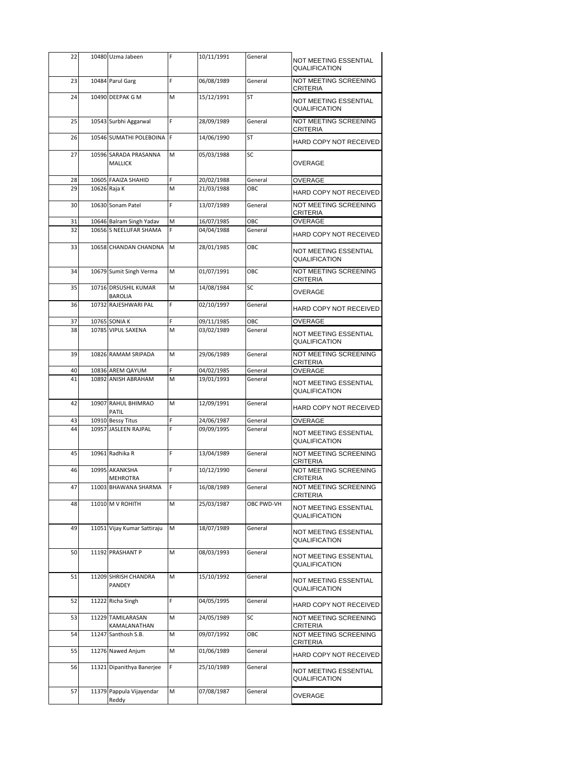| | | | | | | |
|---|---|---|---|---|---|---|
| 22 | 10480 | Uzma Jabeen | F | 10/11/1991 | General | NOT MEETING ESSENTIAL QUALIFICATION |
| 23 | 10484 | Parul Garg | F | 06/08/1989 | General | NOT MEETING SCREENING CRITERIA |
| 24 | 10490 | DEEPAK G M | M | 15/12/1991 | ST | NOT MEETING ESSENTIAL QUALIFICATION |
| 25 | 10543 | Surbhi Aggarwal | F | 28/09/1989 | General | NOT MEETING SCREENING CRITERIA |
| 26 | 10546 | SUMATHI POLEBOINA | F | 14/06/1990 | ST | HARD COPY NOT RECEIVED |
| 27 | 10596 | SARADA PRASANNA MALLICK | M | 05/03/1988 | SC | OVERAGE |
| 28 | 10605 | FAAIZA SHAHID | F | 20/02/1988 | General | OVERAGE |
| 29 | 10626 | Raja K | M | 21/03/1988 | OBC | HARD COPY NOT RECEIVED |
| 30 | 10630 | Sonam Patel | F | 13/07/1989 | General | NOT MEETING SCREENING CRITERIA |
| 31 | 10646 | Balram Singh Yadav | M | 16/07/1985 | OBC | OVERAGE |
| 32 | 10656 | S NEELUFAR SHAMA | F | 04/04/1988 | General | HARD COPY NOT RECEIVED |
| 33 | 10658 | CHANDAN CHANDNA | M | 28/01/1985 | OBC | NOT MEETING ESSENTIAL QUALIFICATION |
| 34 | 10679 | Sumit Singh Verma | M | 01/07/1991 | OBC | NOT MEETING SCREENING CRITERIA |
| 35 | 10716 | DRSUSHIL KUMAR BAROLIA | M | 14/08/1984 | SC | OVERAGE |
| 36 | 10732 | RAJESHWARI PAL | F | 02/10/1997 | General | HARD COPY NOT RECEIVED |
| 37 | 10765 | SONIA K | F | 09/11/1985 | OBC | OVERAGE |
| 38 | 10785 | VIPUL SAXENA | M | 03/02/1989 | General | NOT MEETING ESSENTIAL QUALIFICATION |
| 39 | 10826 | RAMAM SRIPADA | M | 29/06/1989 | General | NOT MEETING SCREENING CRITERIA |
| 40 | 10836 | AREM QAYUM | F | 04/02/1985 | General | OVERAGE |
| 41 | 10892 | ANISH ABRAHAM | M | 19/01/1993 | General | NOT MEETING ESSENTIAL QUALIFICATION |
| 42 | 10907 | RAHUL BHIMRAO PATIL | M | 12/09/1991 | General | HARD COPY NOT RECEIVED |
| 43 | 10910 | Bessy Titus | F | 24/06/1987 | General | OVERAGE |
| 44 | 10957 | JASLEEN RAJPAL | F | 09/09/1995 | General | NOT MEETING ESSENTIAL QUALIFICATION |
| 45 | 10961 | Radhika R | F | 13/04/1989 | General | NOT MEETING SCREENING CRITERIA |
| 46 | 10995 | AKANKSHA MEHROTRA | F | 10/12/1990 | General | NOT MEETING SCREENING CRITERIA |
| 47 | 11003 | BHAWANA SHARMA | F | 16/08/1989 | General | NOT MEETING SCREENING CRITERIA |
| 48 | 11010 | M V ROHITH | M | 25/03/1987 | OBC PWD-VH | NOT MEETING ESSENTIAL QUALIFICATION |
| 49 | 11051 | Vijay Kumar Sattiraju | M | 18/07/1989 | General | NOT MEETING ESSENTIAL QUALIFICATION |
| 50 | 11192 | PRASHANT P | M | 08/03/1993 | General | NOT MEETING ESSENTIAL QUALIFICATION |
| 51 | 11209 | SHRISH CHANDRA PANDEY | M | 15/10/1992 | General | NOT MEETING ESSENTIAL QUALIFICATION |
| 52 | 11222 | Richa Singh | F | 04/05/1995 | General | HARD COPY NOT RECEIVED |
| 53 | 11229 | TAMILARASAN KAMALANATHAN | M | 24/05/1989 | SC | NOT MEETING SCREENING CRITERIA |
| 54 | 11247 | Santhosh S.B. | M | 09/07/1992 | OBC | NOT MEETING SCREENING CRITERIA |
| 55 | 11276 | Nawed Anjum | M | 01/06/1989 | General | HARD COPY NOT RECEIVED |
| 56 | 11321 | Dipanithya Banerjee | F | 25/10/1989 | General | NOT MEETING ESSENTIAL QUALIFICATION |
| 57 | 11379 | Pappula Vijayendar Reddy | M | 07/08/1987 | General | OVERAGE |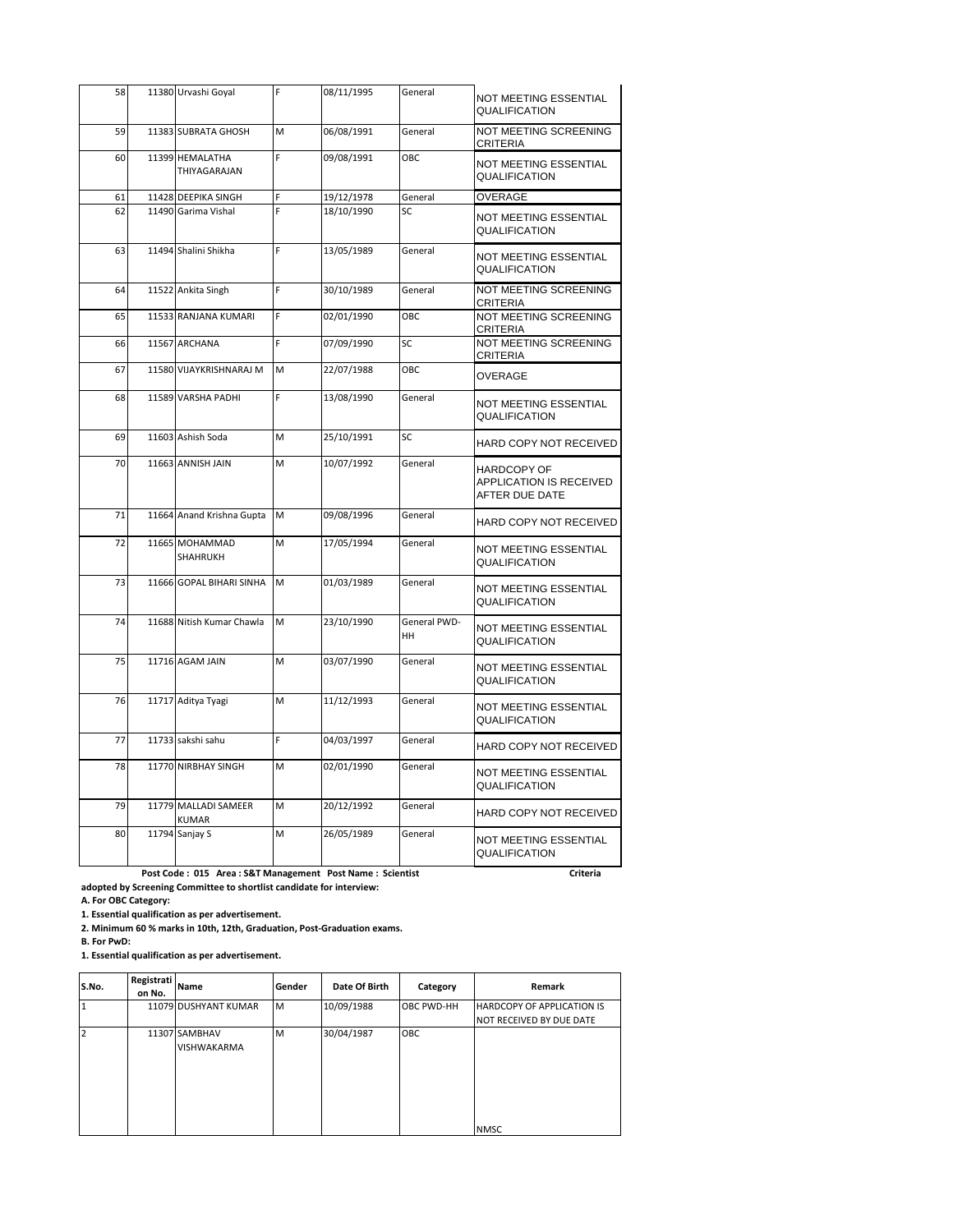| | | | | | | |
|---|---|---|---|---|---|---|
| 58 | 11380 | Urvashi Goyal | F | 08/11/1995 | General | NOT MEETING ESSENTIAL QUALIFICATION |
| 59 | 11383 | SUBRATA GHOSH | M | 06/08/1991 | General | NOT MEETING SCREENING CRITERIA |
| 60 | 11399 | HEMALATHA THIYAGARAJAN | F | 09/08/1991 | OBC | NOT MEETING ESSENTIAL QUALIFICATION |
| 61 | 11428 | DEEPIKA SINGH | F | 19/12/1978 | General | OVERAGE |
| 62 | 11490 | Garima Vishal | F | 18/10/1990 | SC | NOT MEETING ESSENTIAL QUALIFICATION |
| 63 | 11494 | Shalini Shikha | F | 13/05/1989 | General | NOT MEETING ESSENTIAL QUALIFICATION |
| 64 | 11522 | Ankita Singh | F | 30/10/1989 | General | NOT MEETING SCREENING CRITERIA |
| 65 | 11533 | RANJANA KUMARI | F | 02/01/1990 | OBC | NOT MEETING SCREENING CRITERIA |
| 66 | 11567 | ARCHANA | F | 07/09/1990 | SC | NOT MEETING SCREENING CRITERIA |
| 67 | 11580 | VIJAYKRISHNARAJ M | M | 22/07/1988 | OBC | OVERAGE |
| 68 | 11589 | VARSHA PADHI | F | 13/08/1990 | General | NOT MEETING ESSENTIAL QUALIFICATION |
| 69 | 11603 | Ashish Soda | M | 25/10/1991 | SC | HARD COPY NOT RECEIVED |
| 70 | 11663 | ANNISH JAIN | M | 10/07/1992 | General | HARDCOPY OF APPLICATION IS RECEIVED AFTER DUE DATE |
| 71 | 11664 | Anand Krishna Gupta | M | 09/08/1996 | General | HARD COPY NOT RECEIVED |
| 72 | 11665 | MOHAMMAD SHAHRUKH | M | 17/05/1994 | General | NOT MEETING ESSENTIAL QUALIFICATION |
| 73 | 11666 | GOPAL BIHARI SINHA | M | 01/03/1989 | General | NOT MEETING ESSENTIAL QUALIFICATION |
| 74 | 11688 | Nitish Kumar Chawla | M | 23/10/1990 | General PWD-HH | NOT MEETING ESSENTIAL QUALIFICATION |
| 75 | 11716 | AGAM JAIN | M | 03/07/1990 | General | NOT MEETING ESSENTIAL QUALIFICATION |
| 76 | 11717 | Aditya Tyagi | M | 11/12/1993 | General | NOT MEETING ESSENTIAL QUALIFICATION |
| 77 | 11733 | sakshi sahu | F | 04/03/1997 | General | HARD COPY NOT RECEIVED |
| 78 | 11770 | NIRBHAY SINGH | M | 02/01/1990 | General | NOT MEETING ESSENTIAL QUALIFICATION |
| 79 | 11779 | MALLADI SAMEER KUMAR | M | 20/12/1992 | General | HARD COPY NOT RECEIVED |
| 80 | 11794 | Sanjay S | M | 26/05/1989 | General | NOT MEETING ESSENTIAL QUALIFICATION |

**Post Code : 015 Area : S&T Management Post Name : Scientist** **Criteria adopted by Screening Committee to shortlist candidate for interview:**

**A. For OBC Category:**

**1. Essential qualification as per advertisement.**

**2. Minimum 60 % marks in 10th, 12th, Graduation, Post-Graduation exams.**

**B. For PwD:**

**1. Essential qualification as per advertisement.**

| S.No. | Registration No. | Name | Gender | Date Of Birth | Category | Remark |
|---|---|---|---|---|---|---|
| 1 | 11079 | DUSHYANT KUMAR | M | 10/09/1988 | OBC PWD-HH | HARDCOPY OF APPLICATION IS NOT RECEIVED BY DUE DATE |
| 2 | 11307 | SAMBHAV VISHWAKARMA | M | 30/04/1987 | OBC | NMSC |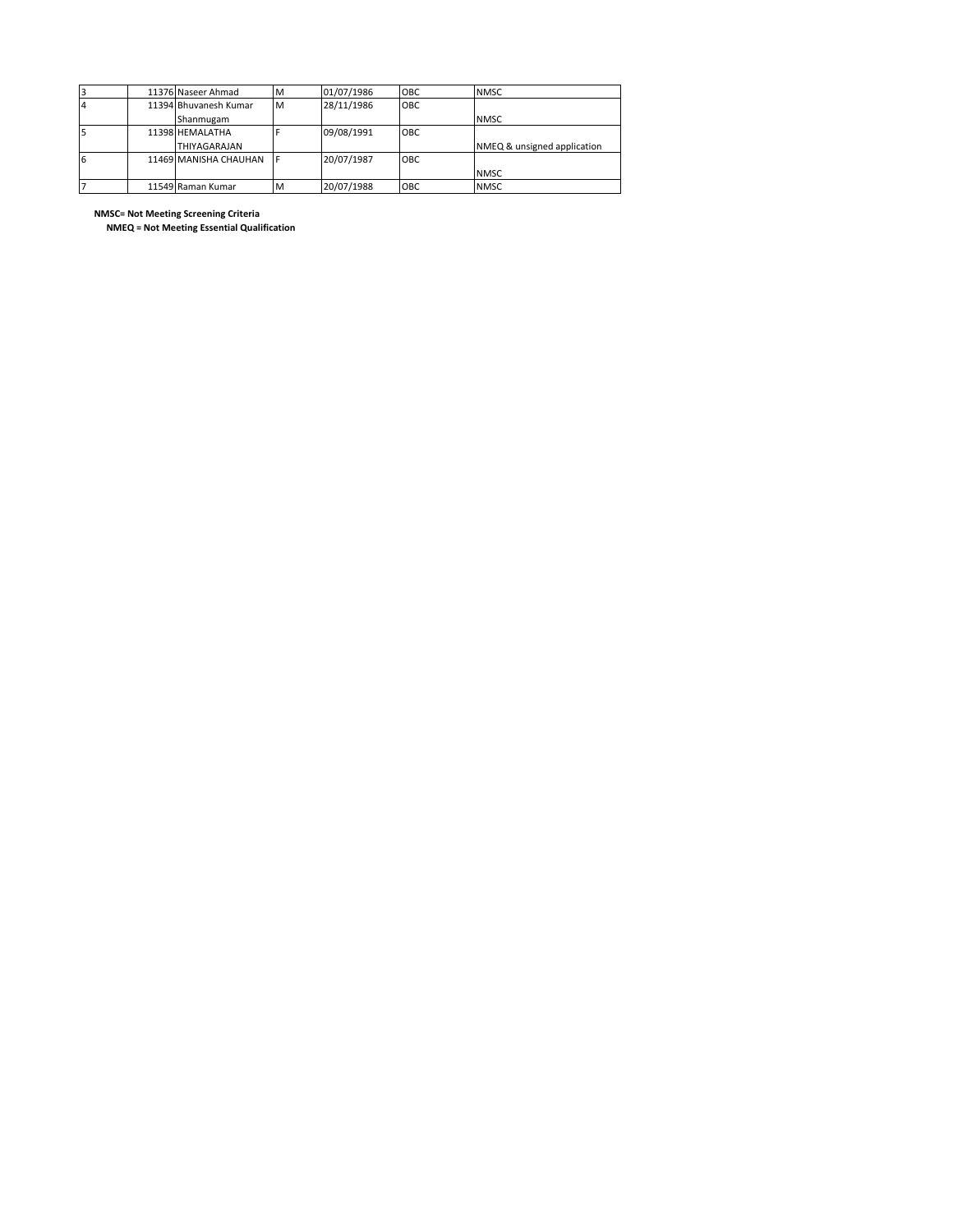| | | | | | | |
|---|---|---|---|---|---|---|
| 3 | 11376 | Naseer Ahmad | M | 01/07/1986 | OBC | NMSC |
| 4 | 11394 | Bhuvanesh Kumar Shanmugam | M | 28/11/1986 | OBC | NMSC |
| 5 | 11398 | HEMALATHA THIYAGARAJAN | F | 09/08/1991 | OBC | NMEQ & unsigned application |
| 6 | 11469 | MANISHA CHAUHAN | F | 20/07/1987 | OBC | NMSC |
| 7 | 11549 | Raman Kumar | M | 20/07/1988 | OBC | NMSC |

**NMSC= Not Meeting Screening Criteria**

**NMEQ = Not Meeting Essential Qualification**